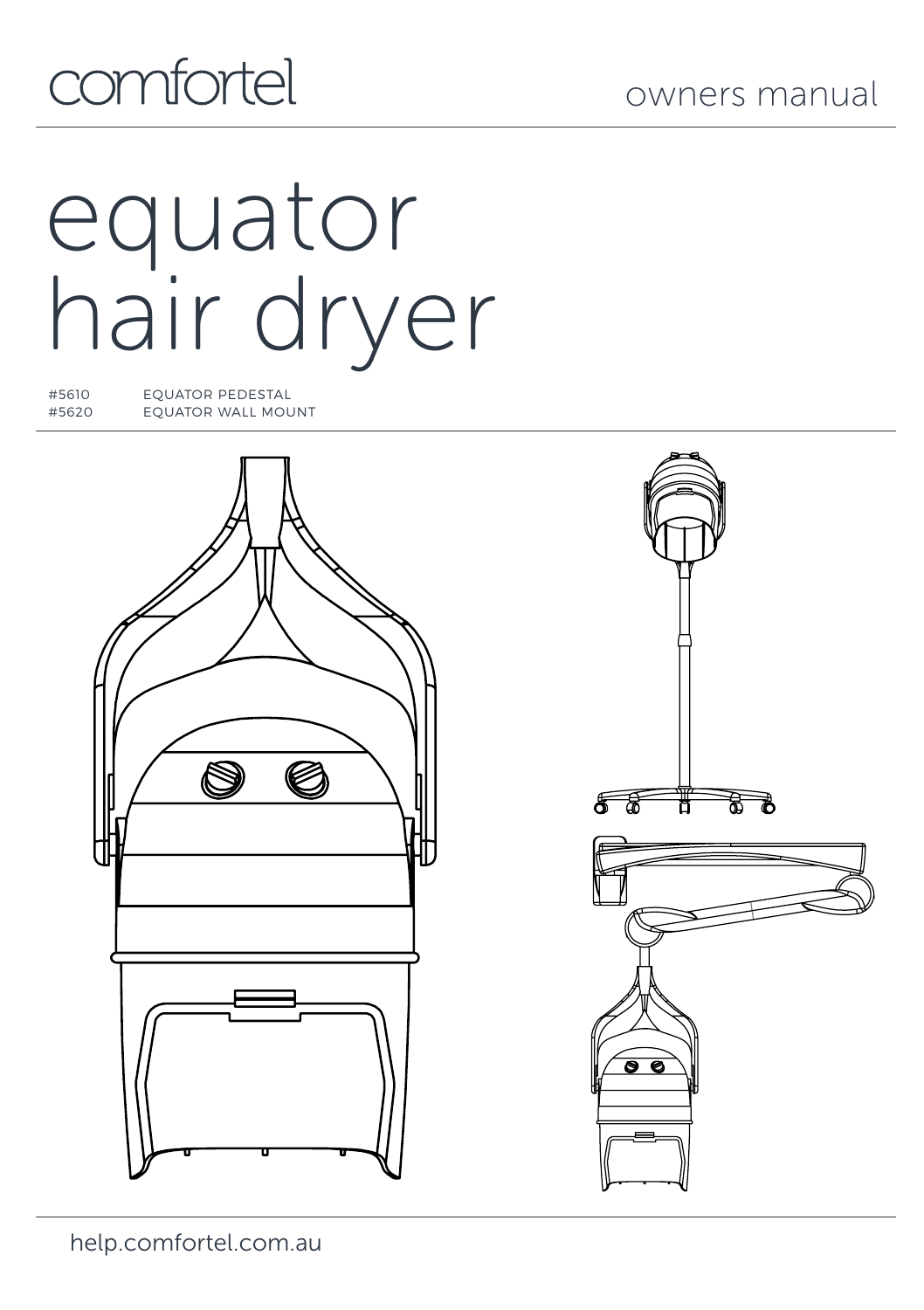comfortel

owners manual

# equator hair dryer

| | |
|---|---|
| #5610 | EQUATOR PEDESTAL |
| #5620 | EQUATOR WALL MOUNT |

help.comfortel.com.au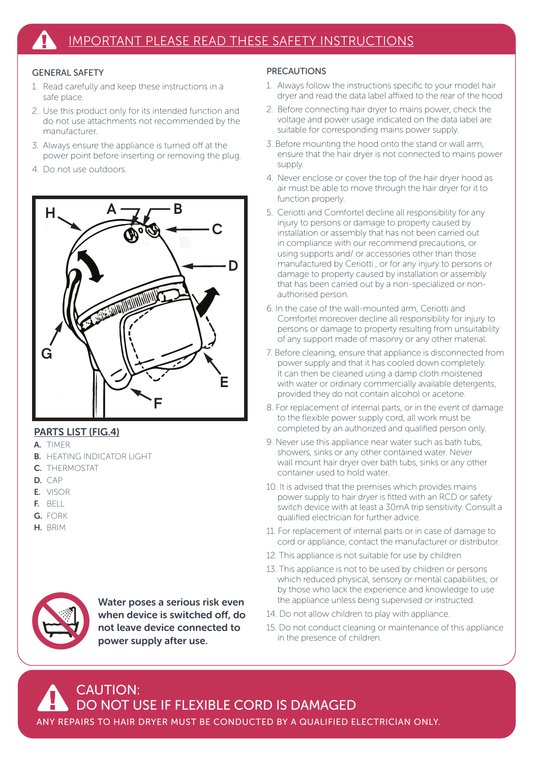# IMPORTANT PLEASE READ THESE SAFETY INSTRUCTIONS

## GENERAL SAFETY

1. Read carefully and keep these instructions in a safe place.
2. Use this product only for its intended function and do not use attachments not recommended by the manufacturer.
3. Always ensure the appliance is turned off at the power point before inserting or removing the plug.
4. Do not use outdoors.

## PARTS LIST (FIG.4)

**A.** TIMER
**B.** HEATING INDICATOR LIGHT
**C.** THERMOSTAT
**D.** CAP
**E.** VISOR
**F.** BELL
**G.** FORK
**H.** BRIM

**Water poses a serious risk even when device is switched off, do not leave device connected to power supply after use.**

## PRECAUTIONS

1. Always follow the instructions specific to your model hair dryer and read the data label affixed to the rear of the hood
2. Before connecting hair dryer to mains power, check the voltage and power usage indicated on the data label are suitable for corresponding mains power supply.
3. Before mounting the hood onto the stand or wall arm, ensure that the hair dryer is not connected to mains power supply.
4. Never enclose or cover the top of the hair dryer hood as air must be able to move through the hair dryer for it to function properly.
5. Ceriotti and Comfortel decline all responsibility for any injury to persons or damage to property caused by installation or assembly that has not been carried out in compliance with our recommend precautions, or using supports and/ or accessories other than those manufactured by Ceriotti , or for any injury to persons or damage to property caused by installation or assembly that has been carried out by a non-specialized or non-authorised person.
6. In the case of the wall-mounted arm, Ceriotti and Comfortel moreover decline all responsibility for injury to persons or damage to property resulting from unsuitability of any support made of masonry or any other material.
7. Before cleaning, ensure that appliance is disconnected from power supply and that it has cooled down completely. It can then be cleaned using a damp cloth moistened with water or ordinary commercially available detergents, provided they do not contain alcohol or acetone.
8. For replacement of internal parts, or in the event of damage to the flexible power supply cord, all work must be completed by an authorized and qualified person only.
9. Never use this appliance near water such as bath tubs, showers, sinks or any other contained water. Never wall mount hair dryer over bath tubs, sinks or any other container used to hold water.
10. It is advised that the premises which provides mains power supply to hair dryer is fitted with an RCD or safety switch device with at least a 30mA trip sensitivity. Consult a qualified electrician for further advice.
11. For replacement of internal parts or in case of damage to cord or appliance, contact the manufacturer or distributor.
12. This appliance is not suitable for use by children
13. This appliance is not to be used by children or persons which reduced physical, sensory or mental capabilities; or by those who lack the experience and knowledge to use the appliance unless being supervised or instructed.
14. Do not allow children to play with appliance.
15. Do not conduct cleaning or maintenance of this appliance in the presence of children.

## CAUTION: DO NOT USE IF FLEXIBLE CORD IS DAMAGED

ANY REPAIRS TO HAIR DRYER MUST BE CONDUCTED BY A QUALIFIED ELECTRICIAN ONLY.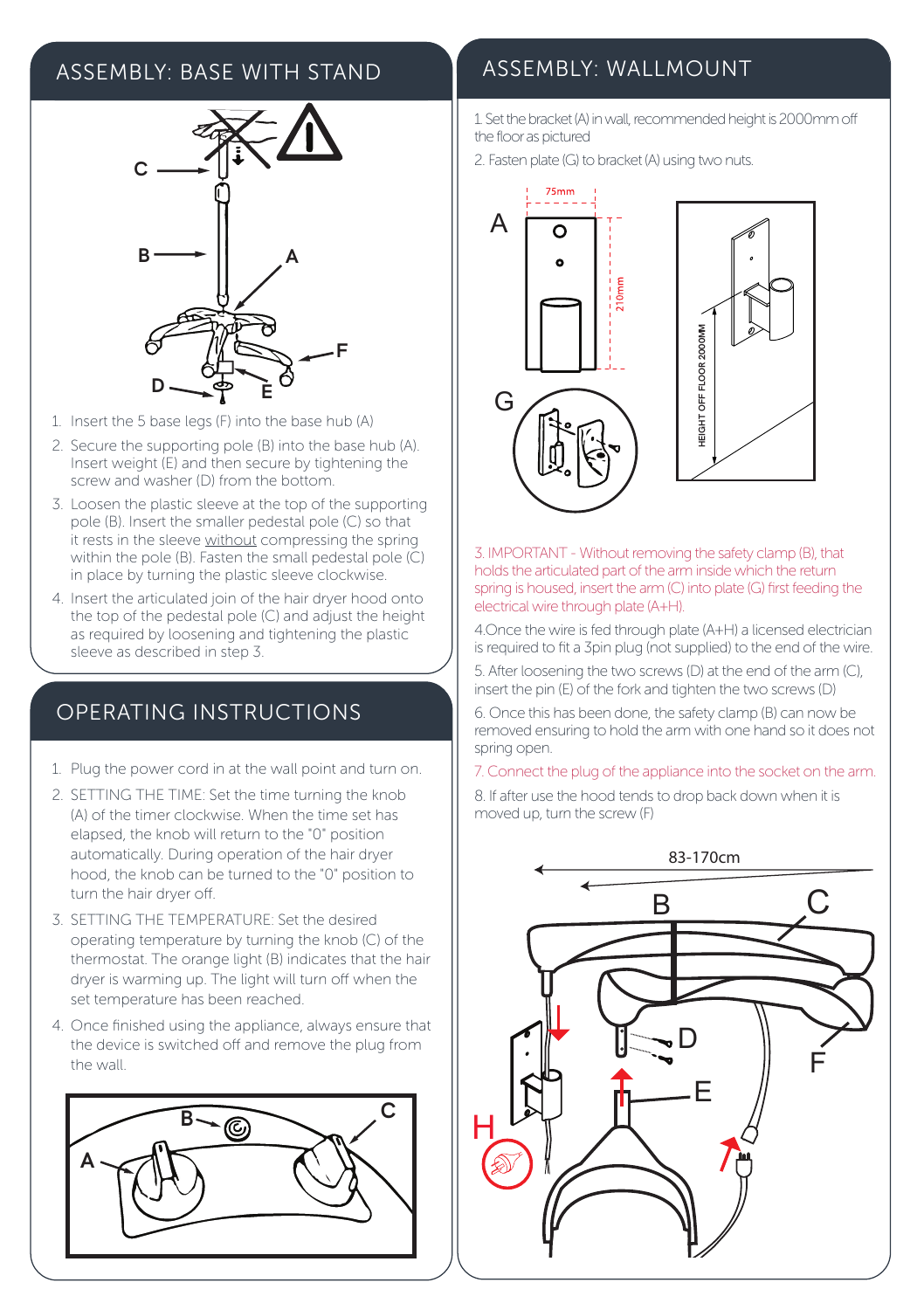## ASSEMBLY: BASE WITH STAND

1. Insert the 5 base legs (F) into the base hub (A)
2. Secure the supporting pole (B) into the base hub (A). Insert weight (E) and then secure by tightening the screw and washer (D) from the bottom.
3. Loosen the plastic sleeve at the top of the supporting pole (B). Insert the smaller pedestal pole (C) so that it rests in the sleeve without compressing the spring within the pole (B). Fasten the small pedestal pole (C) in place by turning the plastic sleeve clockwise.
4. Insert the articulated join of the hair dryer hood onto the top of the pedestal pole (C) and adjust the height as required by loosening and tightening the plastic sleeve as described in step 3.

## OPERATING INSTRUCTIONS

1. Plug the power cord in at the wall point and turn on.
2. SETTING THE TIME: Set the time turning the knob (A) of the timer clockwise. When the time set has elapsed, the knob will return to the "0" position automatically. During operation of the hair dryer hood, the knob can be turned to the "0" position to turn the hair dryer off.
3. SETTING THE TEMPERATURE: Set the desired operating temperature by turning the knob (C) of the thermostat. The orange light (B) indicates that the hair dryer is warming up. The light will turn off when the set temperature has been reached.
4. Once finished using the appliance, always ensure that the device is switched off and remove the plug from the wall.

## ASSEMBLY: WALLMOUNT

1. Set the bracket (A) in wall, recommended height is 2000mm off the floor as pictured
2. Fasten plate (G) to bracket (A) using two nuts.

3. IMPORTANT - Without removing the safety clamp (B), that holds the articulated part of the arm inside which the return spring is housed, insert the arm (C) into plate (G) first feeding the electrical wire through plate (A+H).

4. Once the wire is fed through plate (A+H) a licensed electrician is required to fit a 3pin plug (not supplied) to the end of the wire.

5. After loosening the two screws (D) at the end of the arm (C), insert the pin (E) of the fork and tighten the two screws (D)

6. Once this has been done, the safety clamp (B) can now be removed ensuring to hold the arm with one hand so it does not spring open.

7. Connect the plug of the appliance into the socket on the arm.

8. If after use the hood tends to drop back down when it is moved up, turn the screw (F)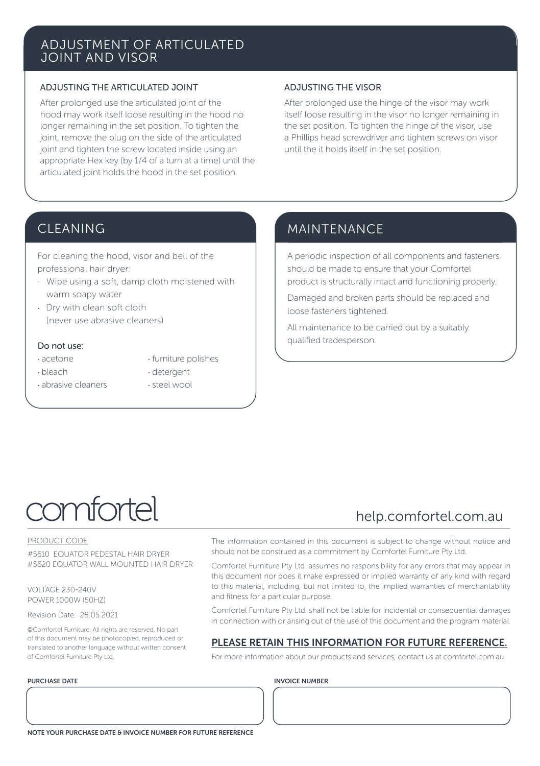## ADJUSTMENT OF ARTICULATED JOINT AND VISOR

### ADJUSTING THE ARTICULATED JOINT

After prolonged use the articulated joint of the hood may work itself loose resulting in the hood no longer remaining in the set position. To tighten the joint, remove the plug on the side of the articulated joint and tighten the screw located inside using an appropriate Hex key (by 1/4 of a turn at a time) until the articulated joint holds the hood in the set position.

### ADJUSTING THE VISOR

After prolonged use the hinge of the visor may work itself loose resulting in the visor no longer remaining in the set position. To tighten the hinge of the visor, use a Phillips head screwdriver and tighten screws on visor until the it holds itself in the set position.

## CLEANING

For cleaning the hood, visor and bell of the professional hair dryer:

- Wipe using a soft, damp cloth moistened with warm soapy water
- Dry with clean soft cloth (never use abrasive cleaners)

**Do not use:**

- acetone
- bleach
- abrasive cleaners
- furniture polishes
- detergent
- steel wool

## MAINTENANCE

A periodic inspection of all components and fasteners should be made to ensure that your Comfortel product is structurally intact and functioning properly.

Damaged and broken parts should be replaced and loose fasteners tightened.

All maintenance to be carried out by a suitably qualified tradesperson.

comfortel

help.comfortel.com.au

PRODUCT CODE

#5610 EQUATOR PEDESTAL HAIR DRYER
#5620 EQUATOR WALL MOUNTED HAIR DRYER

VOLTAGE 230-240V
POWER 1000W (50HZ)

Revision Date: 28.05.2021

©Comfortel Furniture. All rights are reserved. No part of this document may be photocopied, reproduced or translated to another language without written consent of Comfortel Furniture Pty Ltd.

The information contained in this document is subject to change without notice and should not be construed as a commitment by Comfortel Furniture Pty Ltd.

Comfortel Furniture Pty Ltd. assumes no responsibility for any errors that may appear in this document nor does it make expressed or implied warranty of any kind with regard to this material, including, but not limited to, the implied warranties of merchantability and fitness for a particular purpose.

Comfortel Furniture Pty Ltd. shall not be liable for incidental or consequential damages in connection with or arising out of the use of this document and the program material.

**PLEASE RETAIN THIS INFORMATION FOR FUTURE REFERENCE.**

For more information about our products and services, contact us at comfortel.com.au

PURCHASE DATE

INVOICE NUMBER

NOTE YOUR PURCHASE DATE & INVOICE NUMBER FOR FUTURE REFERENCE